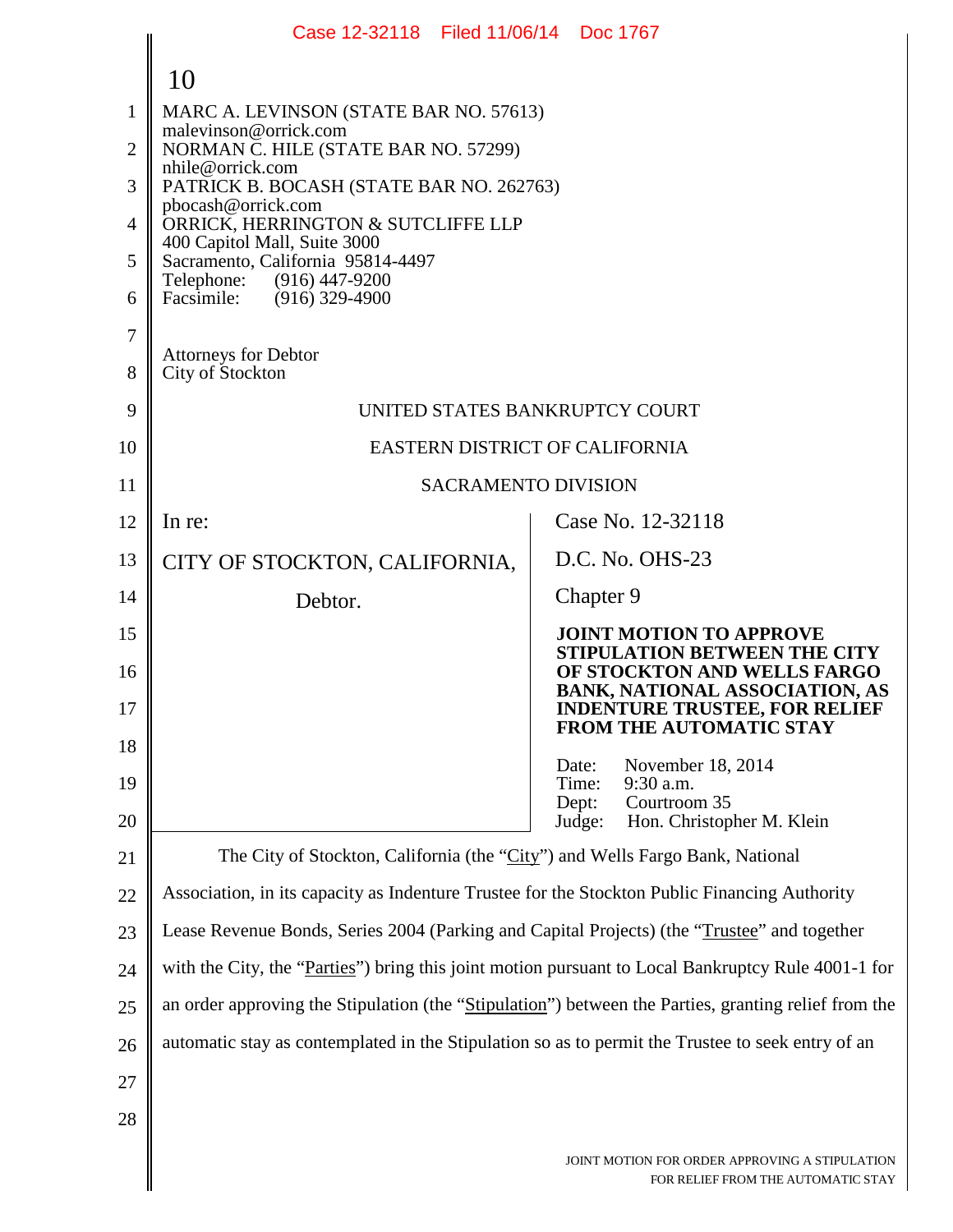MARC A. LEVINSON (STATE BAR NO. 57613)
malevinson@orrick.com
NORMAN C. HILE (STATE BAR NO. 57299)
nhile@orrick.com
PATRICK B. BOCASH (STATE BAR NO. 262763)
pbocash@orrick.com
ORRICK, HERRINGTON & SUTCLIFFE LLP
400 Capitol Mall, Suite 3000
Sacramento, California 95814-4497
Telephone: (916) 447-9200
Facsimile: (916) 329-4900

Attorneys for Debtor
City of Stockton

UNITED STATES BANKRUPTCY COURT

EASTERN DISTRICT OF CALIFORNIA

SACRAMENTO DIVISION

| | |
|---|---|
| In re:<br><br>CITY OF STOCKTON, CALIFORNIA,<br><br>Debtor. | Case No. 12-32118<br><br>D.C. No. OHS-23<br><br>Chapter 9<br><br>**JOINT MOTION TO APPROVE STIPULATION BETWEEN THE CITY OF STOCKTON AND WELLS FARGO BANK, NATIONAL ASSOCIATION, AS INDENTURE TRUSTEE, FOR RELIEF FROM THE AUTOMATIC STAY**<br><br>Date: November 18, 2014<br>Time: 9:30 a.m.<br>Dept: Courtroom 35<br>Judge: Hon. Christopher M. Klein |

The City of Stockton, California (the "City") and Wells Fargo Bank, National Association, in its capacity as Indenture Trustee for the Stockton Public Financing Authority Lease Revenue Bonds, Series 2004 (Parking and Capital Projects) (the "Trustee" and together with the City, the "Parties") bring this joint motion pursuant to Local Bankruptcy Rule 4001-1 for an order approving the Stipulation (the "Stipulation") between the Parties, granting relief from the automatic stay as contemplated in the Stipulation so as to permit the Trustee to seek entry of an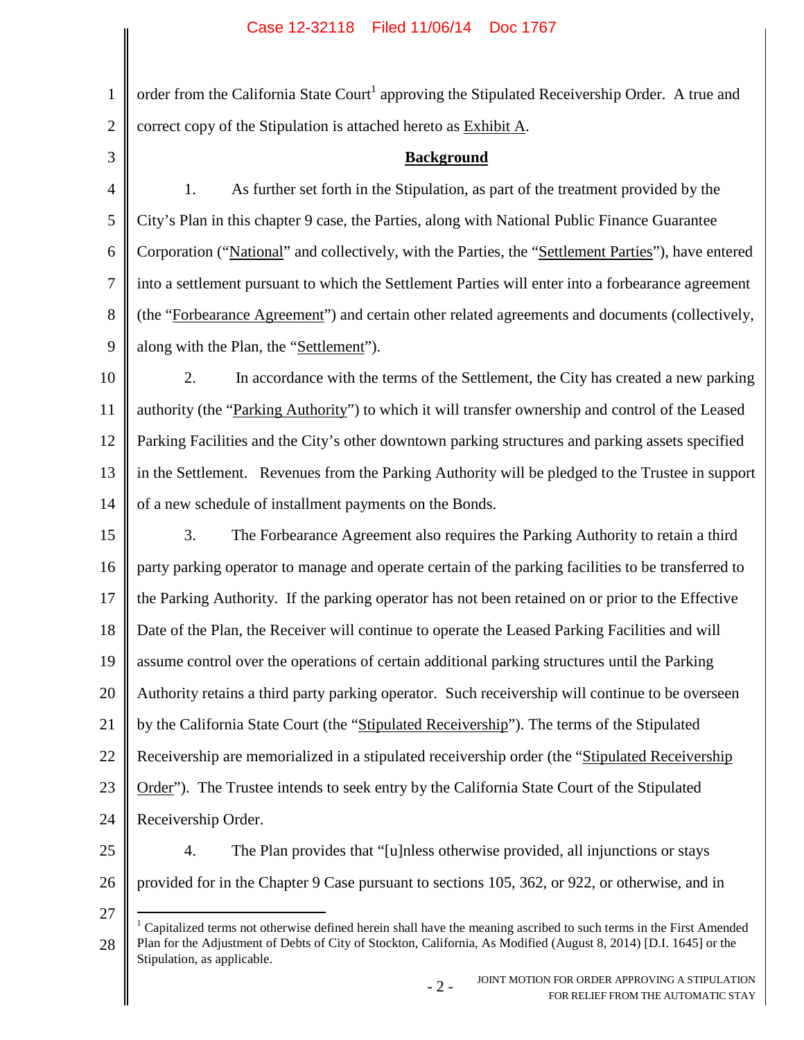order from the California State Court[1] approving the Stipulated Receivership Order. A true and correct copy of the Stipulation is attached hereto as Exhibit A.

**Background**

1. As further set forth in the Stipulation, as part of the treatment provided by the City's Plan in this chapter 9 case, the Parties, along with National Public Finance Guarantee Corporation ("National" and collectively, with the Parties, the "Settlement Parties"), have entered into a settlement pursuant to which the Settlement Parties will enter into a forbearance agreement (the "Forbearance Agreement") and certain other related agreements and documents (collectively, along with the Plan, the "Settlement").

2. In accordance with the terms of the Settlement, the City has created a new parking authority (the "Parking Authority") to which it will transfer ownership and control of the Leased Parking Facilities and the City's other downtown parking structures and parking assets specified in the Settlement. Revenues from the Parking Authority will be pledged to the Trustee in support of a new schedule of installment payments on the Bonds.

3. The Forbearance Agreement also requires the Parking Authority to retain a third party parking operator to manage and operate certain of the parking facilities to be transferred to the Parking Authority. If the parking operator has not been retained on or prior to the Effective Date of the Plan, the Receiver will continue to operate the Leased Parking Facilities and will assume control over the operations of certain additional parking structures until the Parking Authority retains a third party parking operator. Such receivership will continue to be overseen by the California State Court (the "Stipulated Receivership"). The terms of the Stipulated Receivership are memorialized in a stipulated receivership order (the "Stipulated Receivership Order"). The Trustee intends to seek entry by the California State Court of the Stipulated Receivership Order.

4. The Plan provides that "[u]nless otherwise provided, all injunctions or stays provided for in the Chapter 9 Case pursuant to sections 105, 362, or 922, or otherwise, and in

---

[1] Capitalized terms not otherwise defined herein shall have the meaning ascribed to such terms in the First Amended Plan for the Adjustment of Debts of City of Stockton, California, As Modified (August 8, 2014) [D.I. 1645] or the Stipulation, as applicable.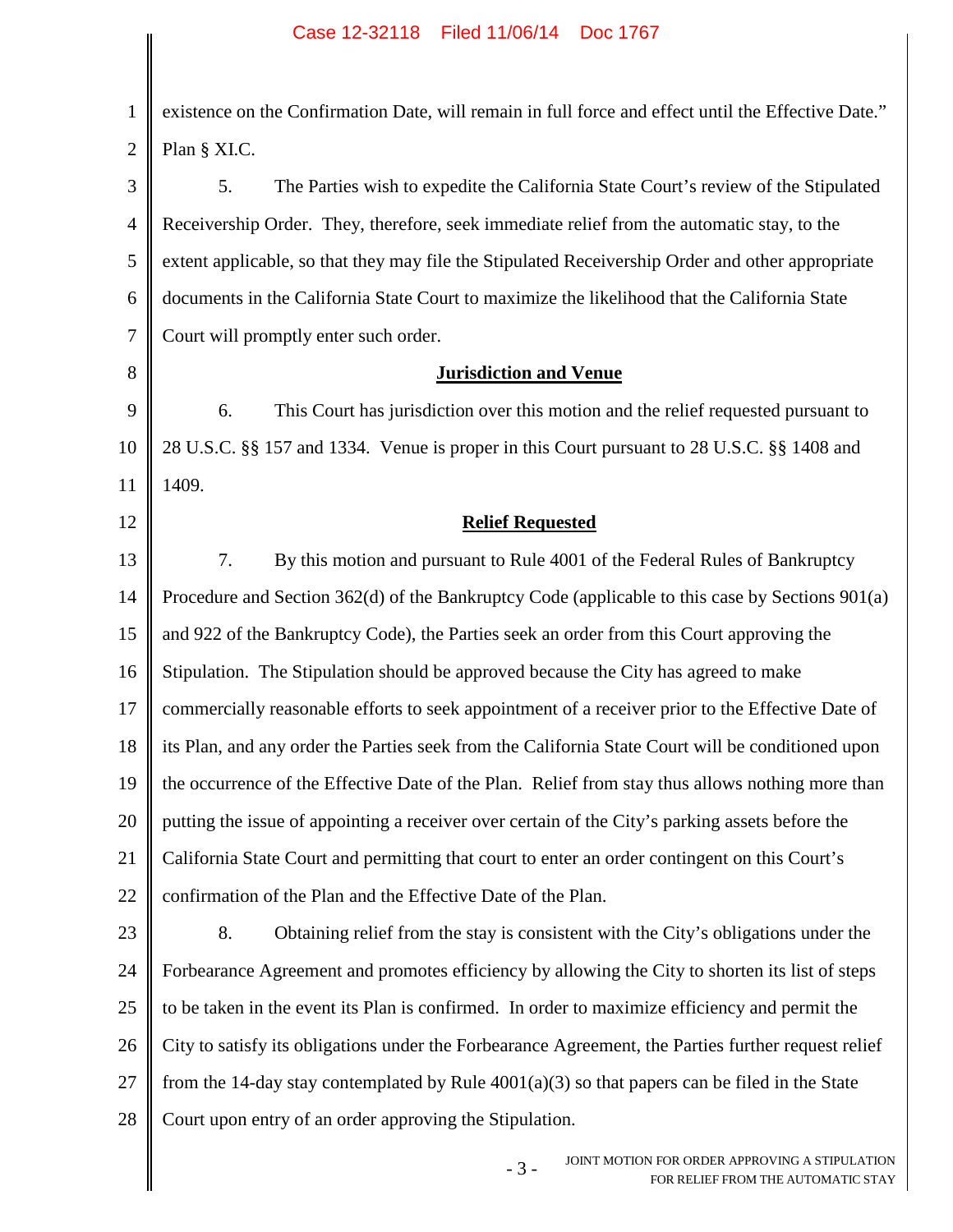existence on the Confirmation Date, will remain in full force and effect until the Effective Date." Plan § XI.C.

5. The Parties wish to expedite the California State Court's review of the Stipulated Receivership Order. They, therefore, seek immediate relief from the automatic stay, to the extent applicable, so that they may file the Stipulated Receivership Order and other appropriate documents in the California State Court to maximize the likelihood that the California State Court will promptly enter such order.

## Jurisdiction and Venue

6. This Court has jurisdiction over this motion and the relief requested pursuant to 28 U.S.C. §§ 157 and 1334. Venue is proper in this Court pursuant to 28 U.S.C. §§ 1408 and 1409.

## Relief Requested

7. By this motion and pursuant to Rule 4001 of the Federal Rules of Bankruptcy Procedure and Section 362(d) of the Bankruptcy Code (applicable to this case by Sections 901(a) and 922 of the Bankruptcy Code), the Parties seek an order from this Court approving the Stipulation. The Stipulation should be approved because the City has agreed to make commercially reasonable efforts to seek appointment of a receiver prior to the Effective Date of its Plan, and any order the Parties seek from the California State Court will be conditioned upon the occurrence of the Effective Date of the Plan. Relief from stay thus allows nothing more than putting the issue of appointing a receiver over certain of the City's parking assets before the California State Court and permitting that court to enter an order contingent on this Court's confirmation of the Plan and the Effective Date of the Plan.

8. Obtaining relief from the stay is consistent with the City's obligations under the Forbearance Agreement and promotes efficiency by allowing the City to shorten its list of steps to be taken in the event its Plan is confirmed. In order to maximize efficiency and permit the City to satisfy its obligations under the Forbearance Agreement, the Parties further request relief from the 14-day stay contemplated by Rule 4001(a)(3) so that papers can be filed in the State Court upon entry of an order approving the Stipulation.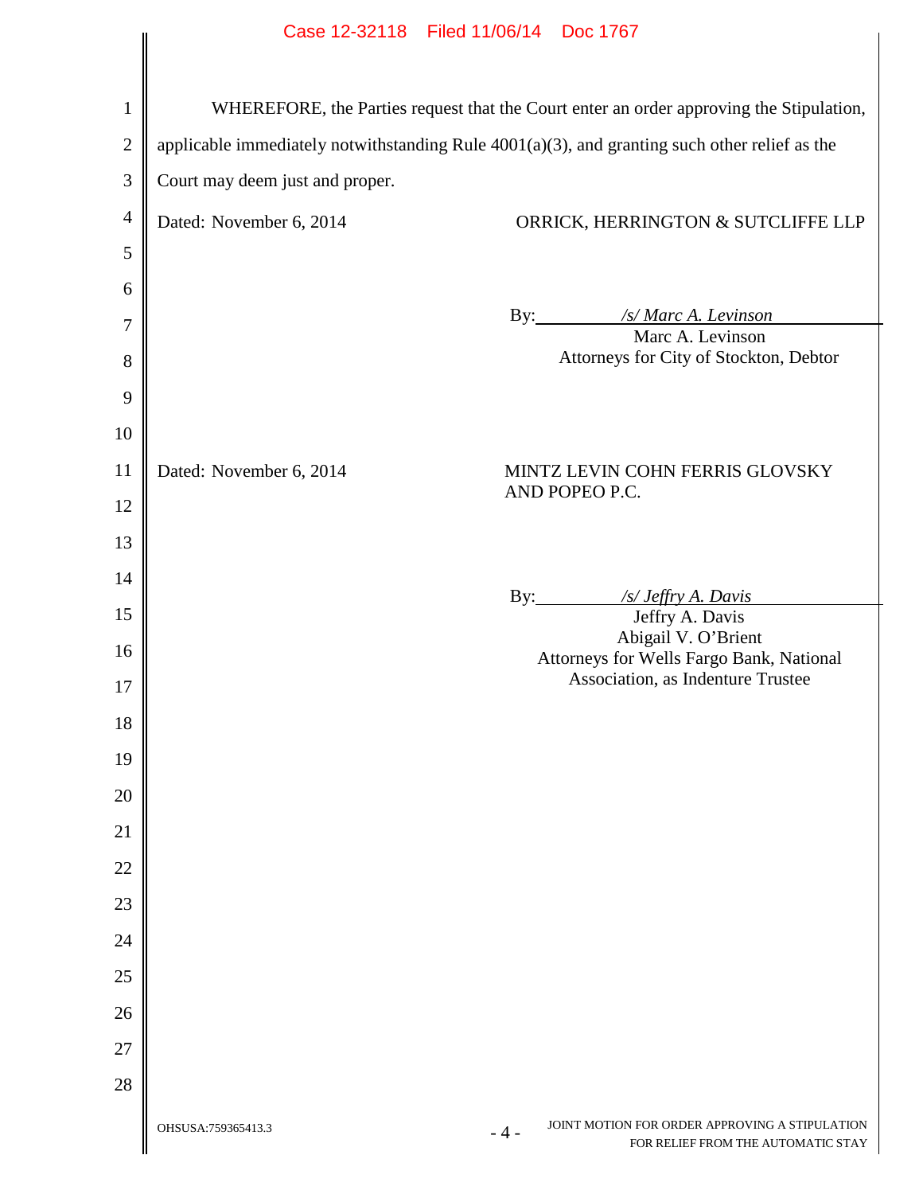WHEREFORE, the Parties request that the Court enter an order approving the Stipulation, applicable immediately notwithstanding Rule 4001(a)(3), and granting such other relief as the Court may deem just and proper.

Dated: November 6, 2014

ORRICK, HERRINGTON & SUTCLIFFE LLP

By: */s/ Marc A. Levinson*
Marc A. Levinson
Attorneys for City of Stockton, Debtor

Dated: November 6, 2014

MINTZ LEVIN COHN FERRIS GLOVSKY AND POPEO P.C.

By: */s/ Jeffry A. Davis*
Jeffry A. Davis
Abigail V. O'Brient
Attorneys for Wells Fargo Bank, National Association, as Indenture Trustee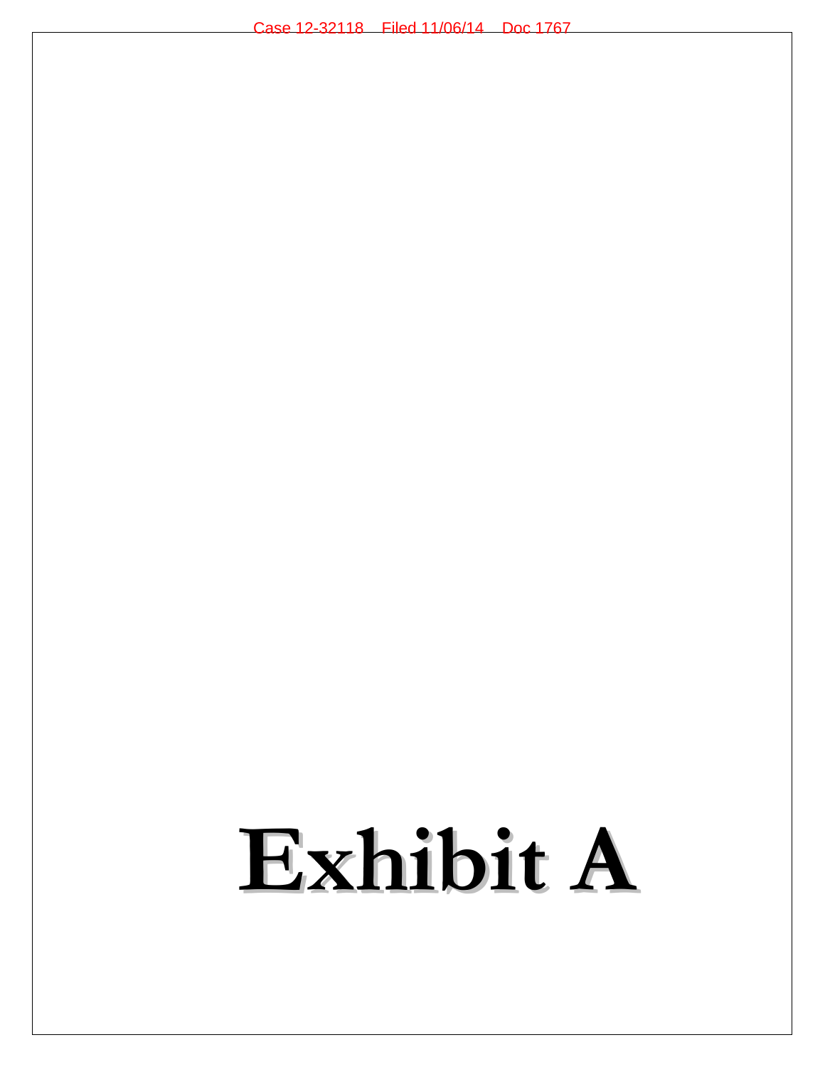# Exhibit A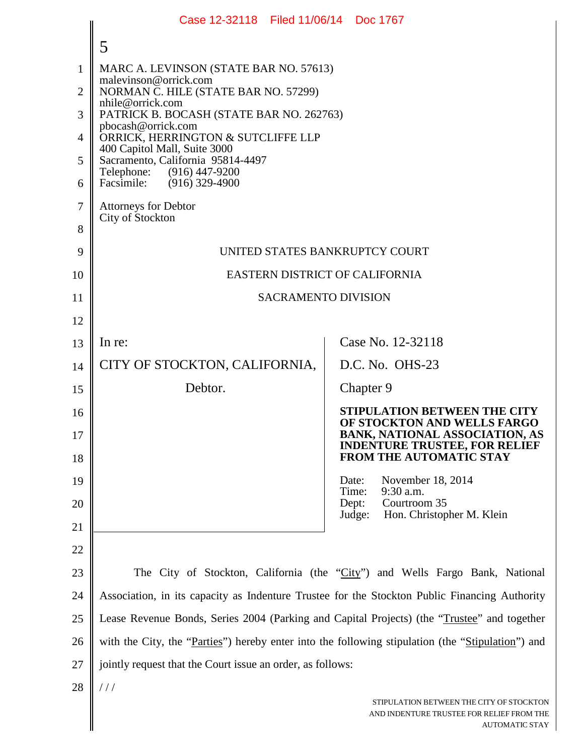5

MARC A. LEVINSON (STATE BAR NO. 57613)
malevinson@orrick.com
NORMAN C. HILE (STATE BAR NO. 57299)
nhile@orrick.com
PATRICK B. BOCASH (STATE BAR NO. 262763)
pbocash@orrick.com
ORRICK, HERRINGTON & SUTCLIFFE LLP
400 Capitol Mall, Suite 3000
Sacramento, California 95814-4497
Telephone: (916) 447-9200
Facsimile: (916) 329-4900

Attorneys for Debtor
City of Stockton

UNITED STATES BANKRUPTCY COURT

EASTERN DISTRICT OF CALIFORNIA

SACRAMENTO DIVISION

| | |
|---|---|
| In re:<br><br>CITY OF STOCKTON, CALIFORNIA,<br><br>Debtor. | Case No. 12-32118<br><br>D.C. No. OHS-23<br><br>Chapter 9<br><br>**STIPULATION BETWEEN THE CITY OF STOCKTON AND WELLS FARGO BANK, NATIONAL ASSOCIATION, AS INDENTURE TRUSTEE, FOR RELIEF FROM THE AUTOMATIC STAY**<br><br>Date: November 18, 2014<br>Time: 9:30 a.m.<br>Dept: Courtroom 35<br>Judge: Hon. Christopher M. Klein |

The City of Stockton, California (the "City") and Wells Fargo Bank, National Association, in its capacity as Indenture Trustee for the Stockton Public Financing Authority Lease Revenue Bonds, Series 2004 (Parking and Capital Projects) (the "Trustee" and together with the City, the "Parties") hereby enter into the following stipulation (the "Stipulation") and jointly request that the Court issue an order, as follows:

/ / /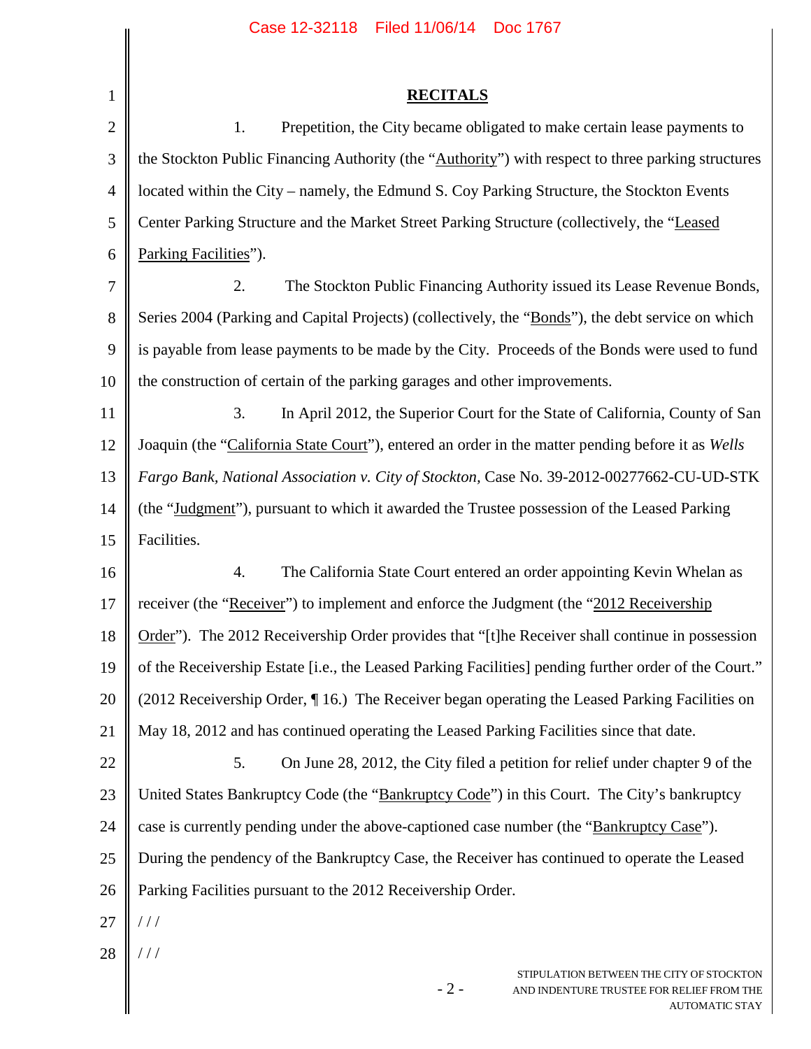## RECITALS

1. Prepetition, the City became obligated to make certain lease payments to the Stockton Public Financing Authority (the "Authority") with respect to three parking structures located within the City – namely, the Edmund S. Coy Parking Structure, the Stockton Events Center Parking Structure and the Market Street Parking Structure (collectively, the "Leased Parking Facilities").

2. The Stockton Public Financing Authority issued its Lease Revenue Bonds, Series 2004 (Parking and Capital Projects) (collectively, the "Bonds"), the debt service on which is payable from lease payments to be made by the City. Proceeds of the Bonds were used to fund the construction of certain of the parking garages and other improvements.

3. In April 2012, the Superior Court for the State of California, County of San Joaquin (the "California State Court"), entered an order in the matter pending before it as *Wells Fargo Bank, National Association v. City of Stockton*, Case No. 39-2012-00277662-CU-UD-STK (the "Judgment"), pursuant to which it awarded the Trustee possession of the Leased Parking Facilities.

4. The California State Court entered an order appointing Kevin Whelan as receiver (the "Receiver") to implement and enforce the Judgment (the "2012 Receivership Order"). The 2012 Receivership Order provides that "[t]he Receiver shall continue in possession of the Receivership Estate [i.e., the Leased Parking Facilities] pending further order of the Court." (2012 Receivership Order, ¶ 16.) The Receiver began operating the Leased Parking Facilities on May 18, 2012 and has continued operating the Leased Parking Facilities since that date.

5. On June 28, 2012, the City filed a petition for relief under chapter 9 of the United States Bankruptcy Code (the "Bankruptcy Code") in this Court. The City's bankruptcy case is currently pending under the above-captioned case number (the "Bankruptcy Case"). During the pendency of the Bankruptcy Case, the Receiver has continued to operate the Leased Parking Facilities pursuant to the 2012 Receivership Order.

/ / /

/ / /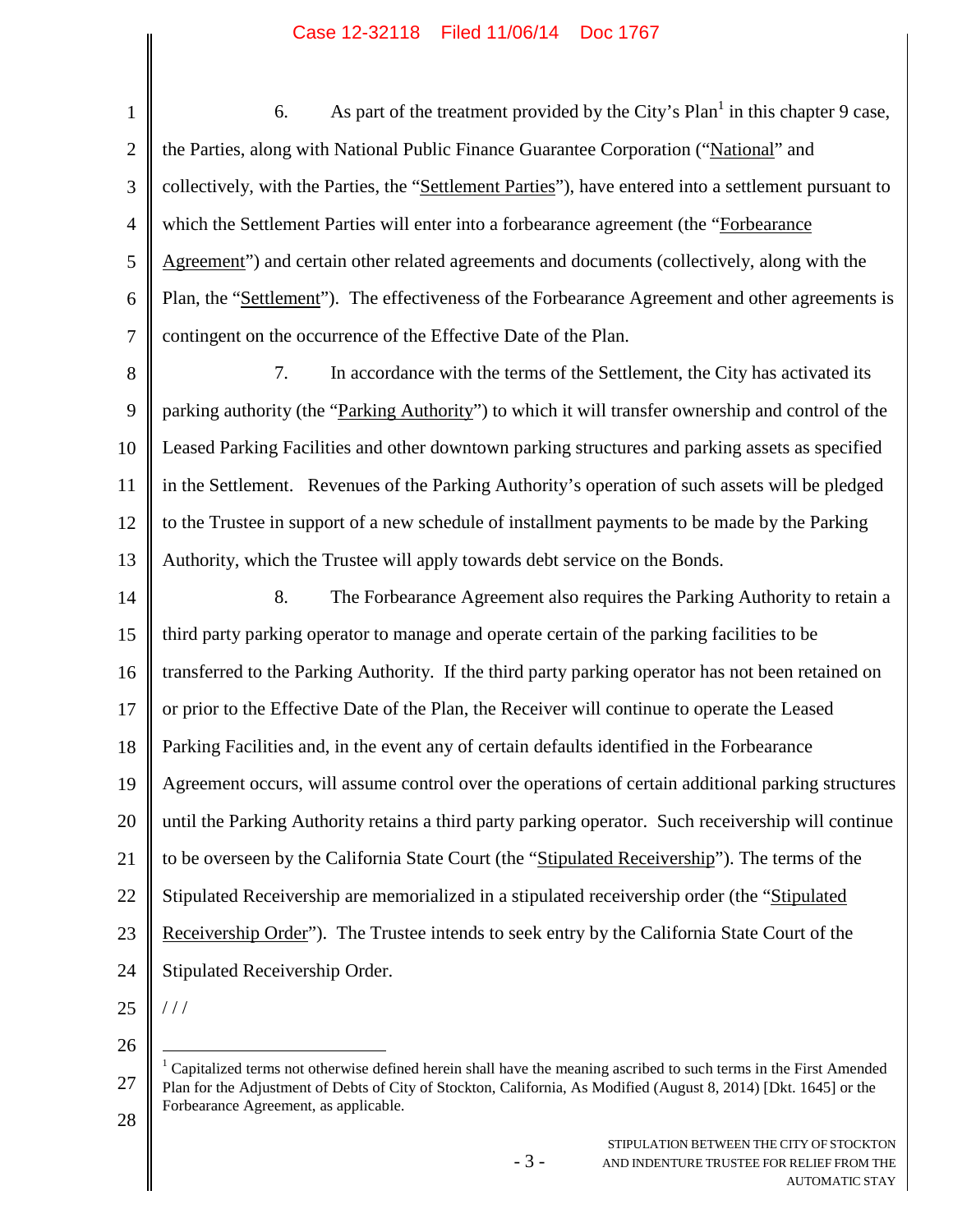6. As part of the treatment provided by the City's Plan[1] in this chapter 9 case, the Parties, along with National Public Finance Guarantee Corporation ("National" and collectively, with the Parties, the "Settlement Parties"), have entered into a settlement pursuant to which the Settlement Parties will enter into a forbearance agreement (the "Forbearance Agreement") and certain other related agreements and documents (collectively, along with the Plan, the "Settlement"). The effectiveness of the Forbearance Agreement and other agreements is contingent on the occurrence of the Effective Date of the Plan.

7. In accordance with the terms of the Settlement, the City has activated its parking authority (the "Parking Authority") to which it will transfer ownership and control of the Leased Parking Facilities and other downtown parking structures and parking assets as specified in the Settlement. Revenues of the Parking Authority's operation of such assets will be pledged to the Trustee in support of a new schedule of installment payments to be made by the Parking Authority, which the Trustee will apply towards debt service on the Bonds.

8. The Forbearance Agreement also requires the Parking Authority to retain a third party parking operator to manage and operate certain of the parking facilities to be transferred to the Parking Authority. If the third party parking operator has not been retained on or prior to the Effective Date of the Plan, the Receiver will continue to operate the Leased Parking Facilities and, in the event any of certain defaults identified in the Forbearance Agreement occurs, will assume control over the operations of certain additional parking structures until the Parking Authority retains a third party parking operator. Such receivership will continue to be overseen by the California State Court (the "Stipulated Receivership"). The terms of the Stipulated Receivership are memorialized in a stipulated receivership order (the "Stipulated Receivership Order"). The Trustee intends to seek entry by the California State Court of the Stipulated Receivership Order.

/ / /

[1] Capitalized terms not otherwise defined herein shall have the meaning ascribed to such terms in the First Amended Plan for the Adjustment of Debts of City of Stockton, California, As Modified (August 8, 2014) [Dkt. 1645] or the Forbearance Agreement, as applicable.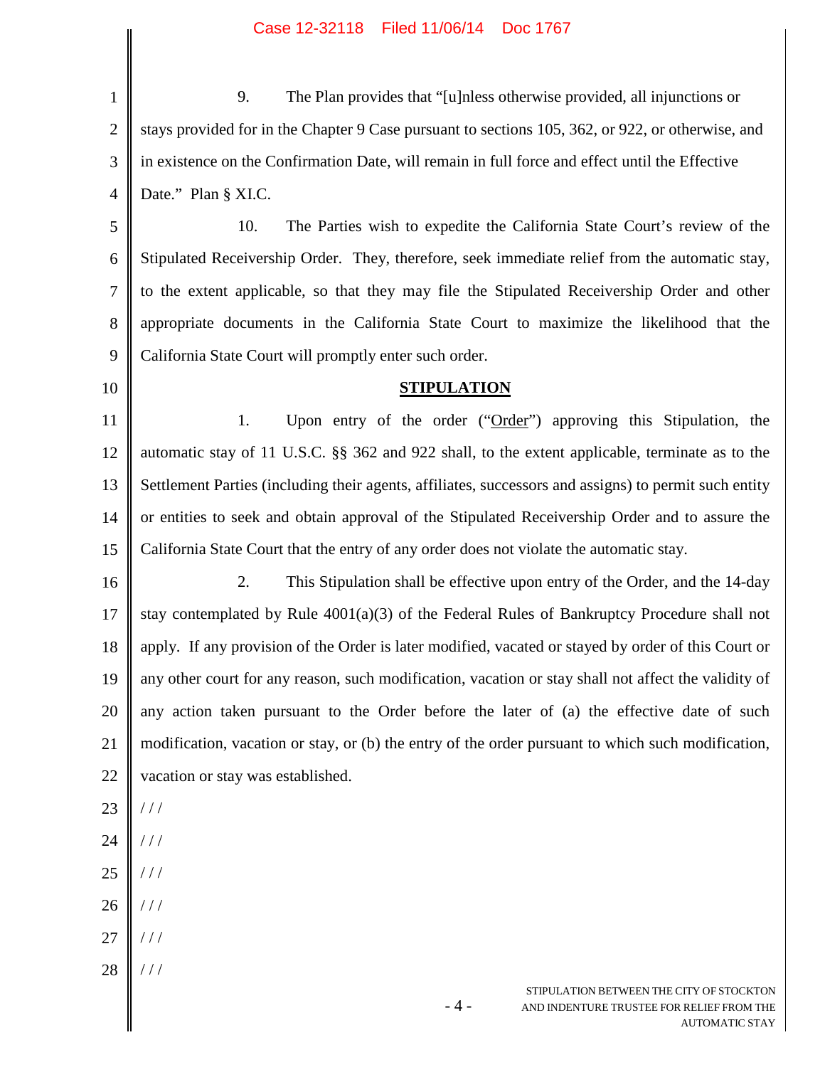9. The Plan provides that "[u]nless otherwise provided, all injunctions or stays provided for in the Chapter 9 Case pursuant to sections 105, 362, or 922, or otherwise, and in existence on the Confirmation Date, will remain in full force and effect until the Effective Date." Plan § XI.C.

10. The Parties wish to expedite the California State Court's review of the Stipulated Receivership Order. They, therefore, seek immediate relief from the automatic stay, to the extent applicable, so that they may file the Stipulated Receivership Order and other appropriate documents in the California State Court to maximize the likelihood that the California State Court will promptly enter such order.

## STIPULATION

1. Upon entry of the order ("Order") approving this Stipulation, the automatic stay of 11 U.S.C. §§ 362 and 922 shall, to the extent applicable, terminate as to the Settlement Parties (including their agents, affiliates, successors and assigns) to permit such entity or entities to seek and obtain approval of the Stipulated Receivership Order and to assure the California State Court that the entry of any order does not violate the automatic stay.

2. This Stipulation shall be effective upon entry of the Order, and the 14-day stay contemplated by Rule 4001(a)(3) of the Federal Rules of Bankruptcy Procedure shall not apply. If any provision of the Order is later modified, vacated or stayed by order of this Court or any other court for any reason, such modification, vacation or stay shall not affect the validity of any action taken pursuant to the Order before the later of (a) the effective date of such modification, vacation or stay, or (b) the entry of the order pursuant to which such modification, vacation or stay was established.

/ / /

/ / /

/ / /

/ / /

/ / /

/ / /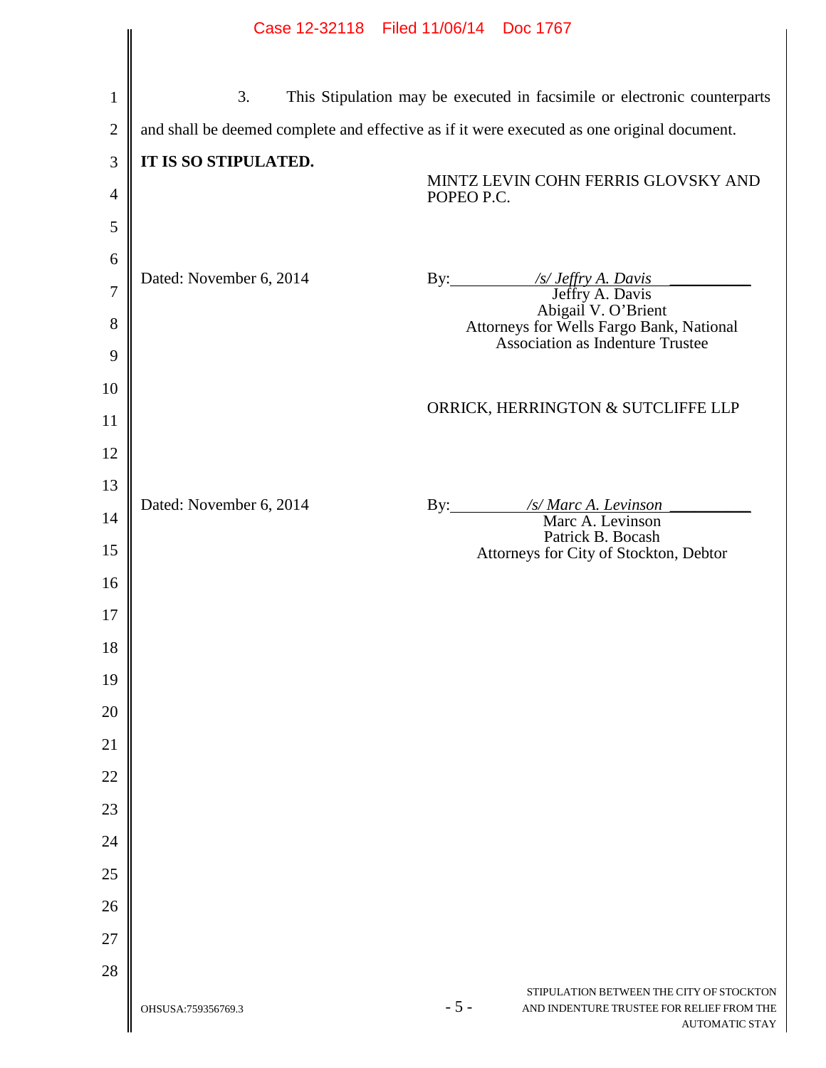3. This Stipulation may be executed in facsimile or electronic counterparts and shall be deemed complete and effective as if it were executed as one original document.

**IT IS SO STIPULATED.**

MINTZ LEVIN COHN FERRIS GLOVSKY AND POPEO P.C.

Dated: November 6, 2014

By: */s/ Jeffry A. Davis*
Jeffry A. Davis
Abigail V. O'Brient
Attorneys for Wells Fargo Bank, National Association as Indenture Trustee

ORRICK, HERRINGTON & SUTCLIFFE LLP

Dated: November 6, 2014

By: */s/ Marc A. Levinson*
Marc A. Levinson
Patrick B. Bocash
Attorneys for City of Stockton, Debtor